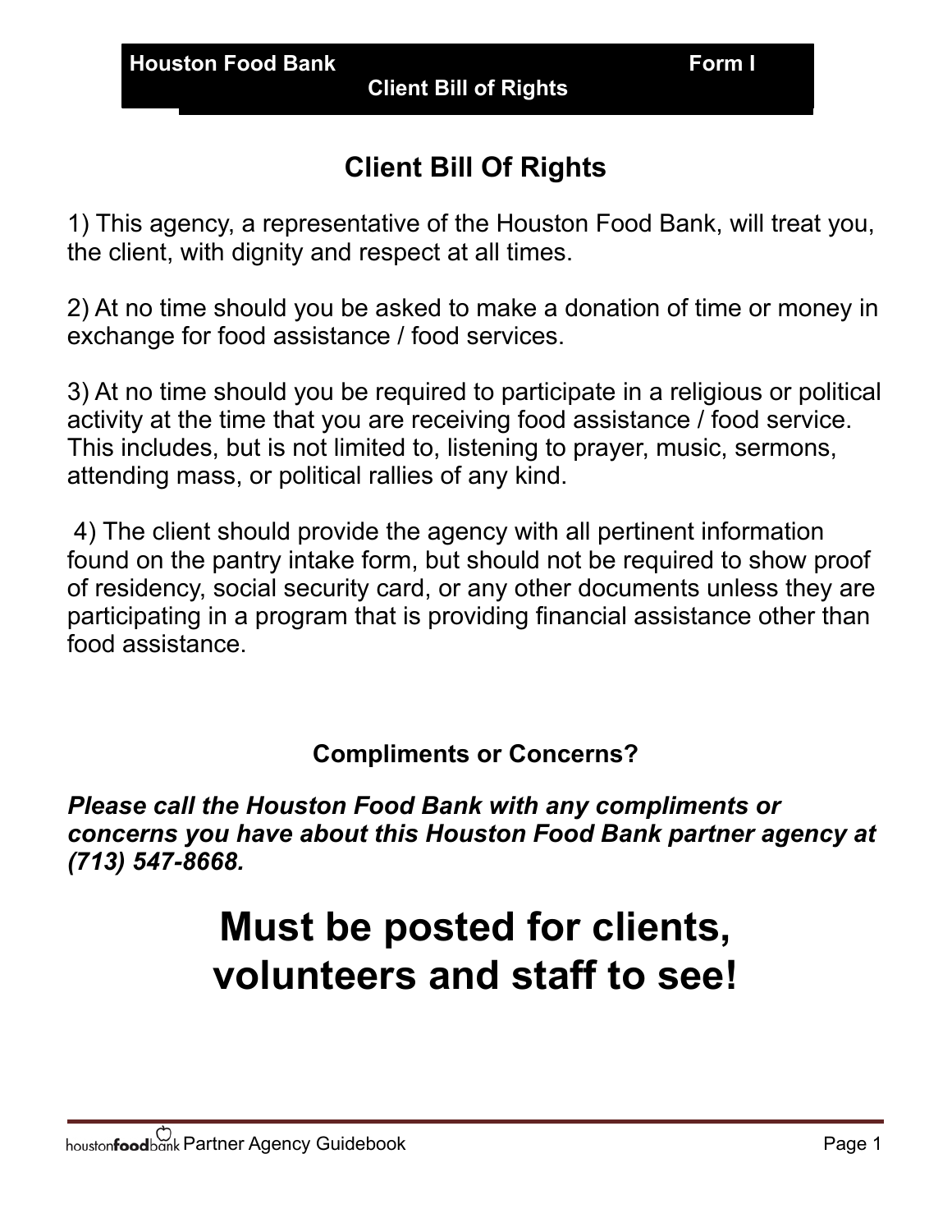**Houston Food Bank** **Form I**

**Client Bill of Rights**

## Client Bill Of Rights

1) This agency, a representative of the Houston Food Bank, will treat you, the client, with dignity and respect at all times.

2) At no time should you be asked to make a donation of time or money in exchange for food assistance / food services.

3) At no time should you be required to participate in a religious or political activity at the time that you are receiving food assistance / food service. This includes, but is not limited to, listening to prayer, music, sermons, attending mass, or political rallies of any kind.

4) The client should provide the agency with all pertinent information found on the pantry intake form, but should not be required to show proof of residency, social security card, or any other documents unless they are participating in a program that is providing financial assistance other than food assistance.

### Compliments or Concerns?

***Please call the Houston Food Bank with any compliments or concerns you have about this Houston Food Bank partner agency at (713) 547-8668.***

# Must be posted for clients, volunteers and staff to see!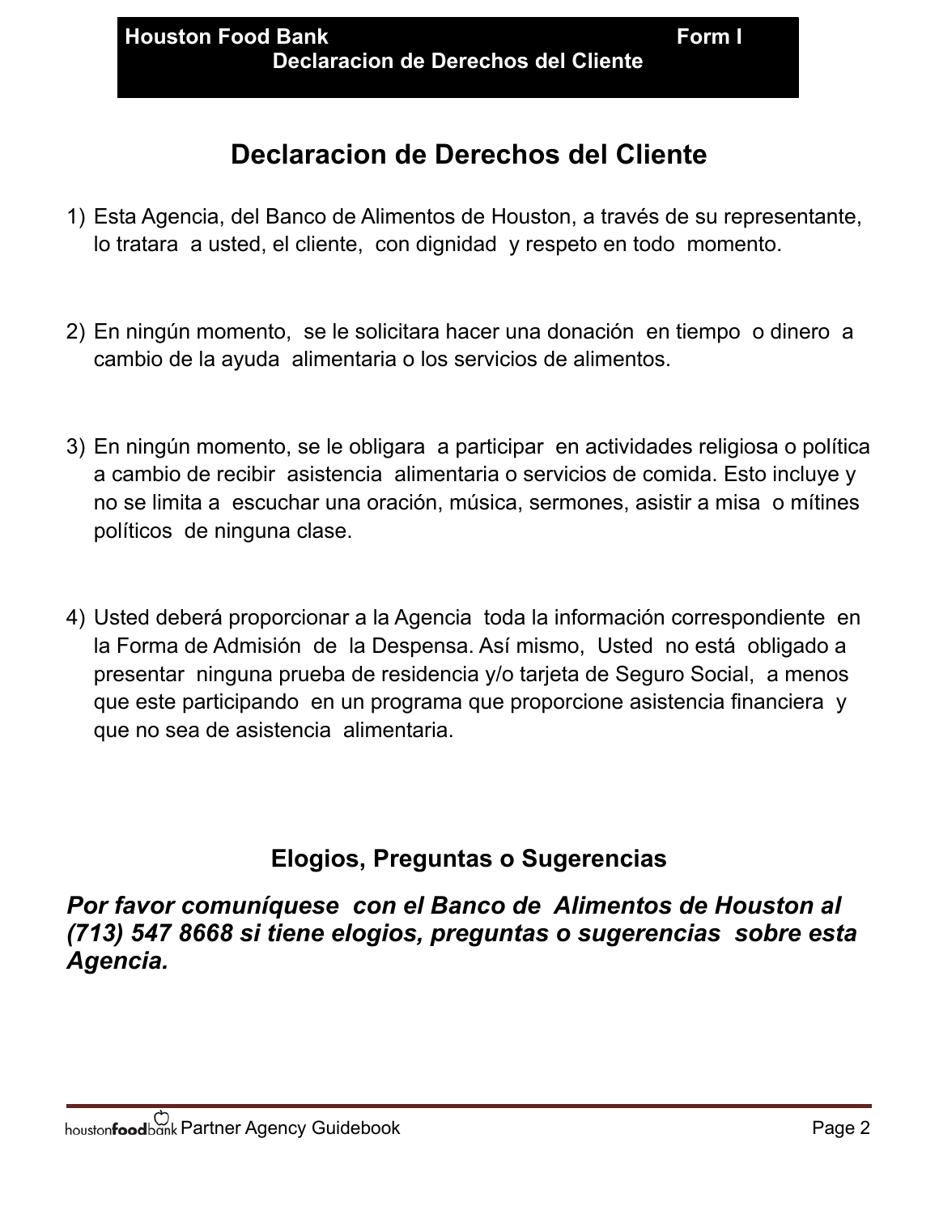# Declaracion de Derechos del Cliente

1) Esta Agencia, del Banco de Alimentos de Houston, a través de su representante, lo tratara a usted, el cliente, con dignidad y respeto en todo momento.

2) En ningún momento, se le solicitara hacer una donación en tiempo o dinero a cambio de la ayuda alimentaria o los servicios de alimentos.

3) En ningún momento, se le obligara a participar en actividades religiosa o política a cambio de recibir asistencia alimentaria o servicios de comida. Esto incluye y no se limita a escuchar una oración, música, sermones, asistir a misa o mítines políticos de ninguna clase.

4) Usted deberá proporcionar a la Agencia toda la información correspondiente en la Forma de Admisión de la Despensa. Así mismo, Usted no está obligado a presentar ninguna prueba de residencia y/o tarjeta de Seguro Social, a menos que este participando en un programa que proporcione asistencia financiera y que no sea de asistencia alimentaria.

## Elogios, Preguntas o Sugerencias

***Por favor comuníquese con el Banco de Alimentos de Houston al (713) 547 8668 si tiene elogios, preguntas o sugerencias sobre esta Agencia.***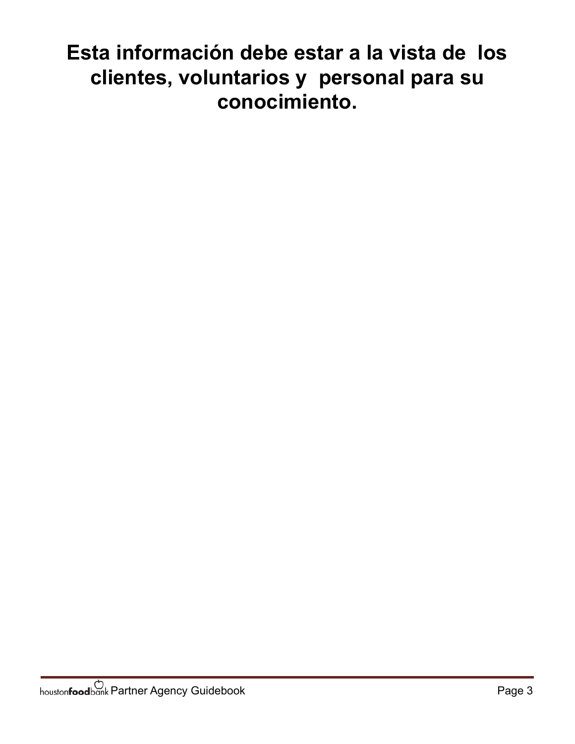**Esta información debe estar a la vista de los clientes, voluntarios y personal para su conocimiento.**